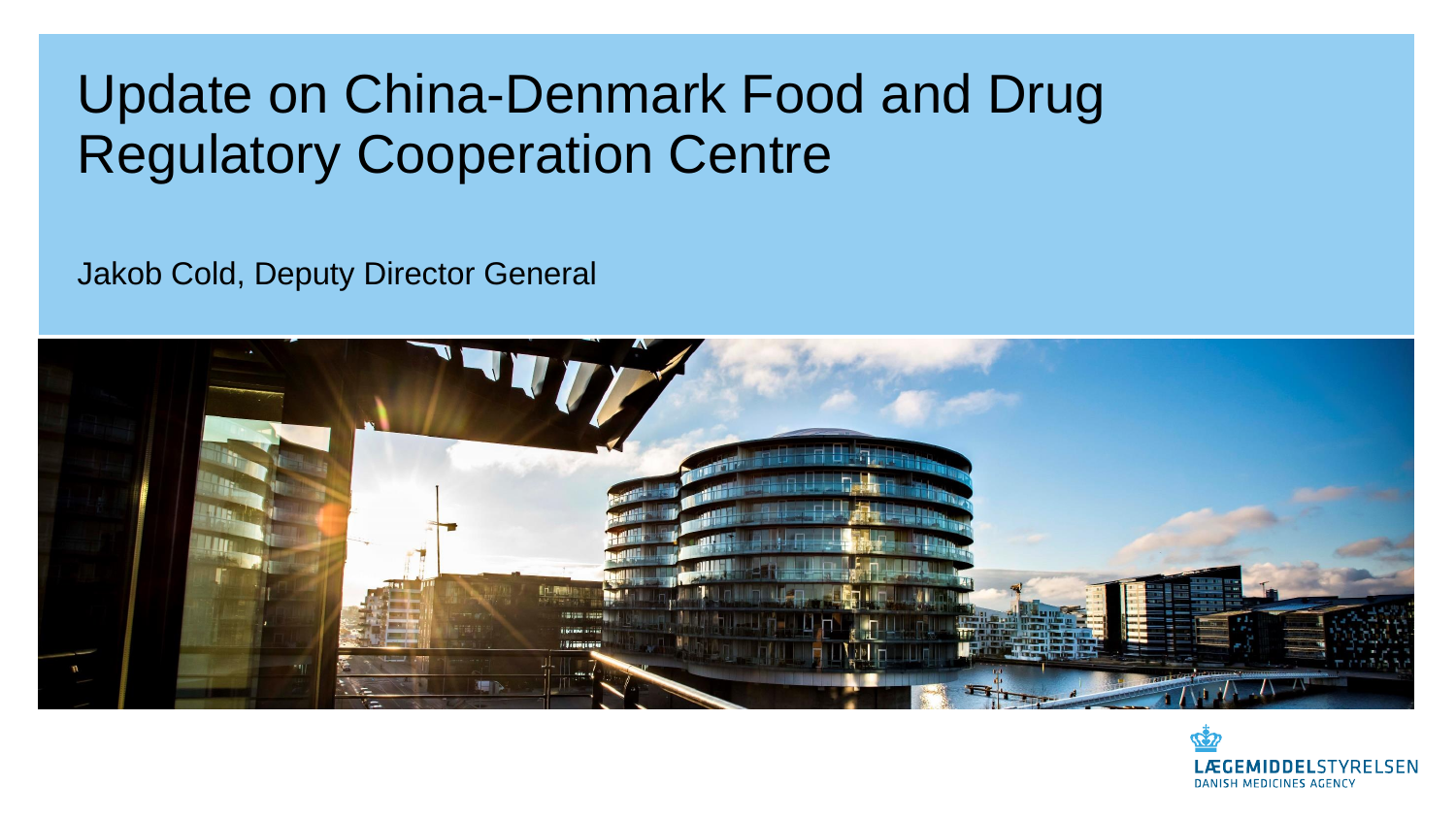# Update on China-Denmark Food and Drug Regulatory Cooperation Centre

Jakob Cold, Deputy Director General

LÆGEMIDDELSTYRELSEN
DANISH MEDICINES AGENCY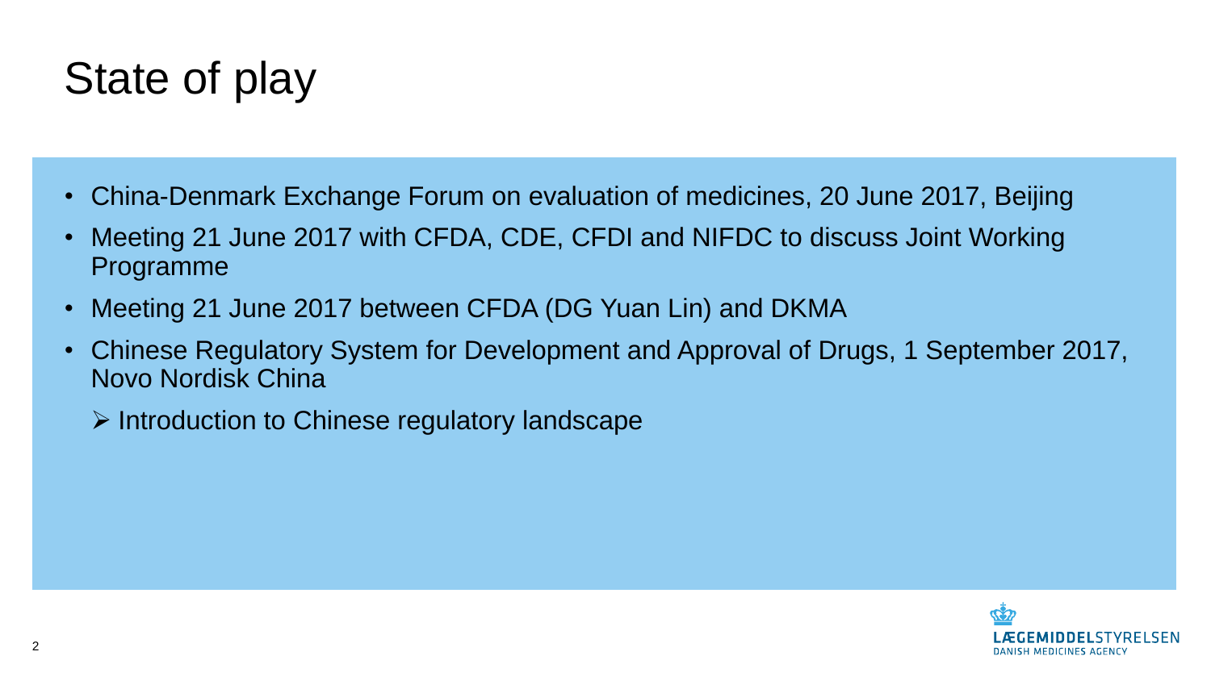# State of play

- China-Denmark Exchange Forum on evaluation of medicines, 20 June 2017, Beijing
- Meeting 21 June 2017 with CFDA, CDE, CFDI and NIFDC to discuss Joint Working Programme
- Meeting 21 June 2017 between CFDA (DG Yuan Lin) and DKMA
- Chinese Regulatory System for Development and Approval of Drugs, 1 September 2017, Novo Nordisk China
  - Introduction to Chinese regulatory landscape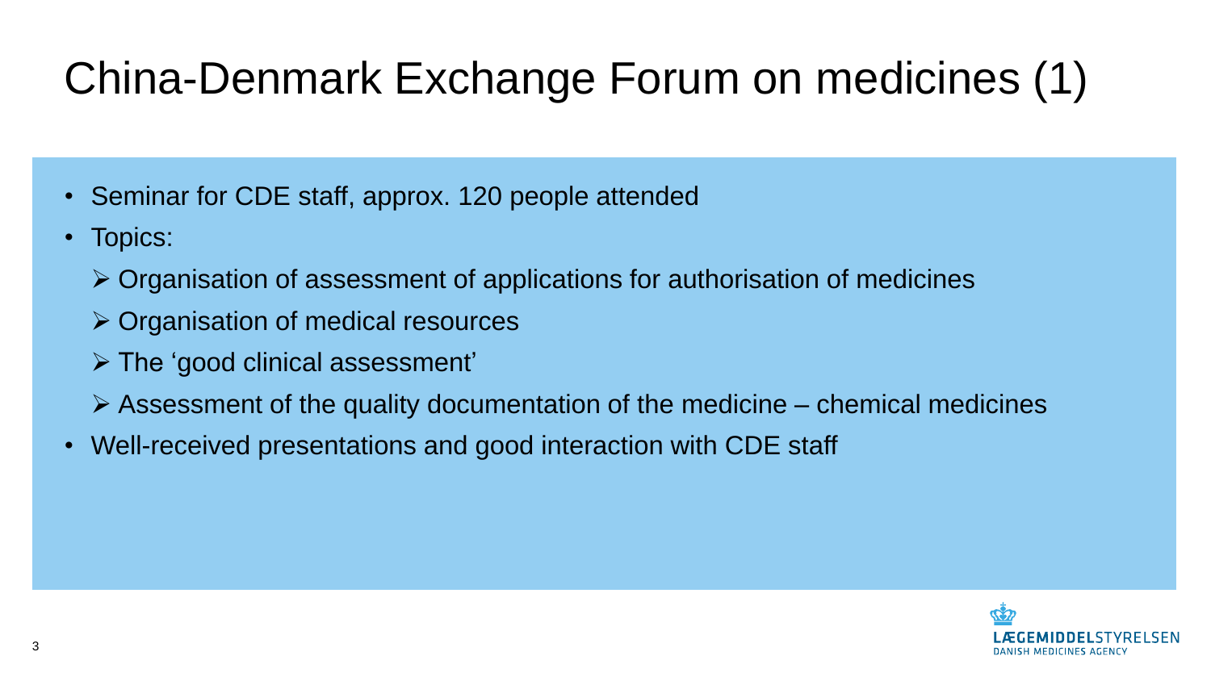# China-Denmark Exchange Forum on medicines (1)

- Seminar for CDE staff, approx. 120 people attended
- Topics:
  - Organisation of assessment of applications for authorisation of medicines
  - Organisation of medical resources
  - The ‘good clinical assessment’
  - Assessment of the quality documentation of the medicine – chemical medicines
- Well-received presentations and good interaction with CDE staff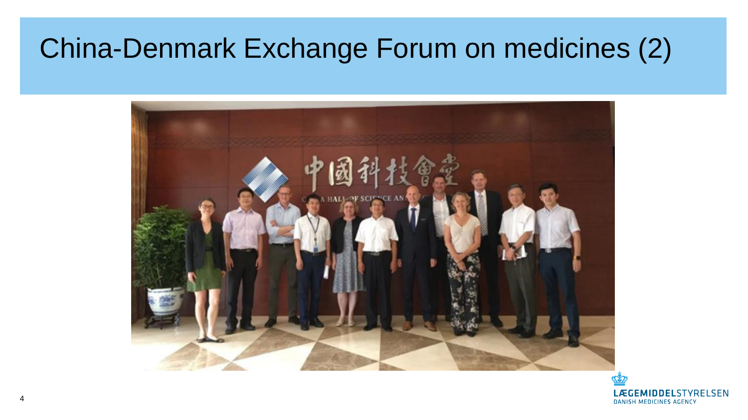# China-Denmark Exchange Forum on medicines (2)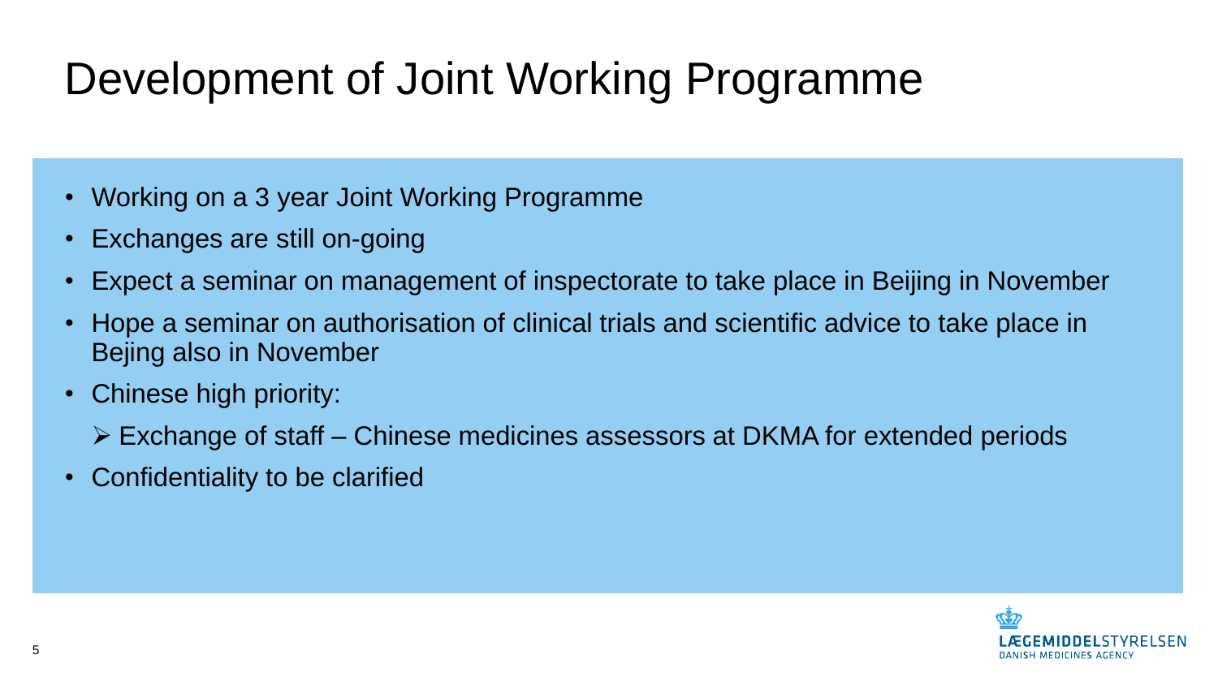# Development of Joint Working Programme

- Working on a 3 year Joint Working Programme
- Exchanges are still on-going
- Expect a seminar on management of inspectorate to take place in Beijing in November
- Hope a seminar on authorisation of clinical trials and scientific advice to take place in Bejing also in November
- Chinese high priority:
  - Exchange of staff – Chinese medicines assessors at DKMA for extended periods
- Confidentiality to be clarified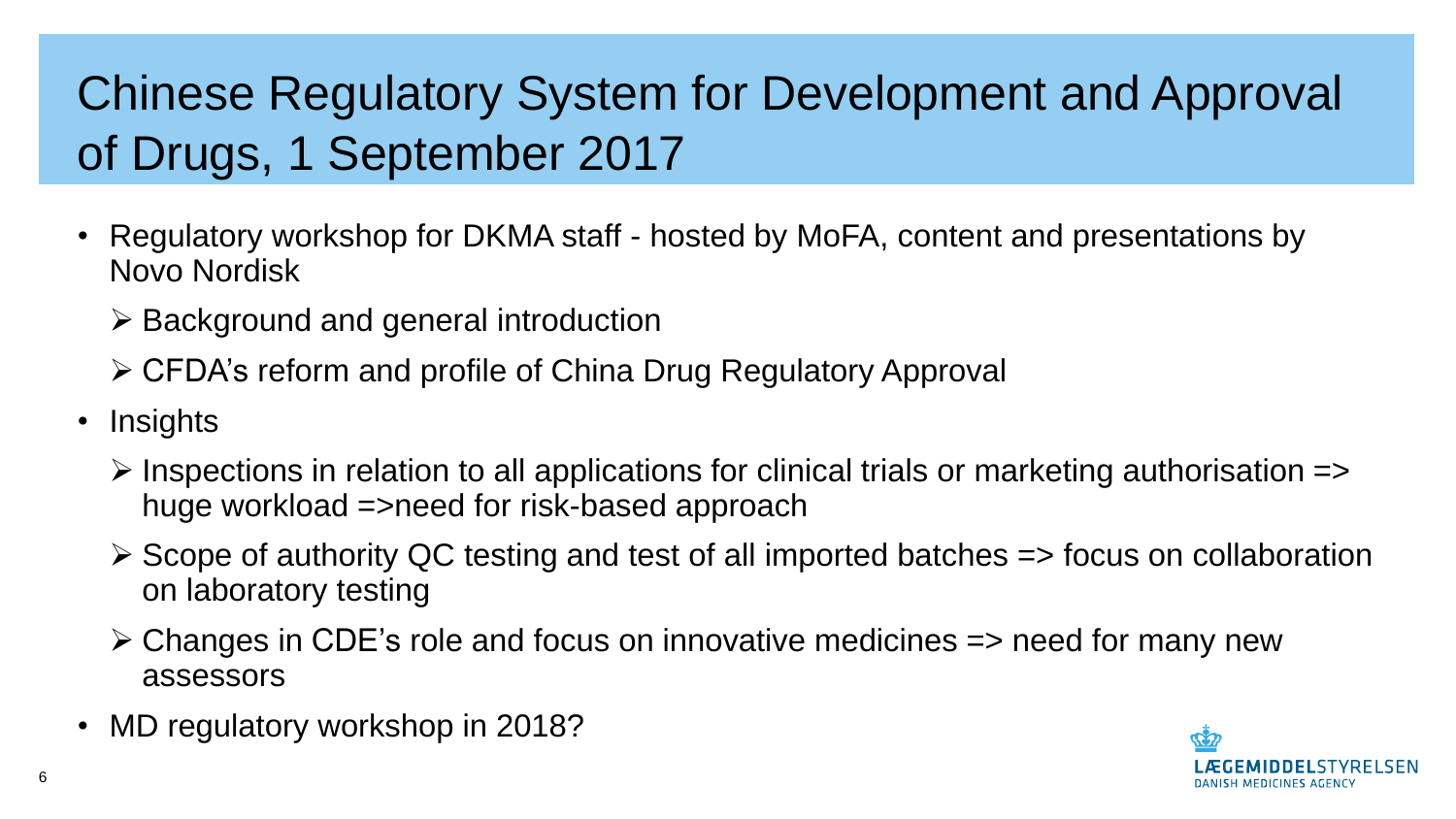# Chinese Regulatory System for Development and Approval of Drugs, 1 September 2017

- Regulatory workshop for DKMA staff - hosted by MoFA, content and presentations by Novo Nordisk
  - Background and general introduction
  - CFDA's reform and profile of China Drug Regulatory Approval
- Insights
  - Inspections in relation to all applications for clinical trials or marketing authorisation => huge workload =>need for risk-based approach
  - Scope of authority QC testing and test of all imported batches => focus on collaboration on laboratory testing
  - Changes in CDE's role and focus on innovative medicines => need for many new assessors
- MD regulatory workshop in 2018?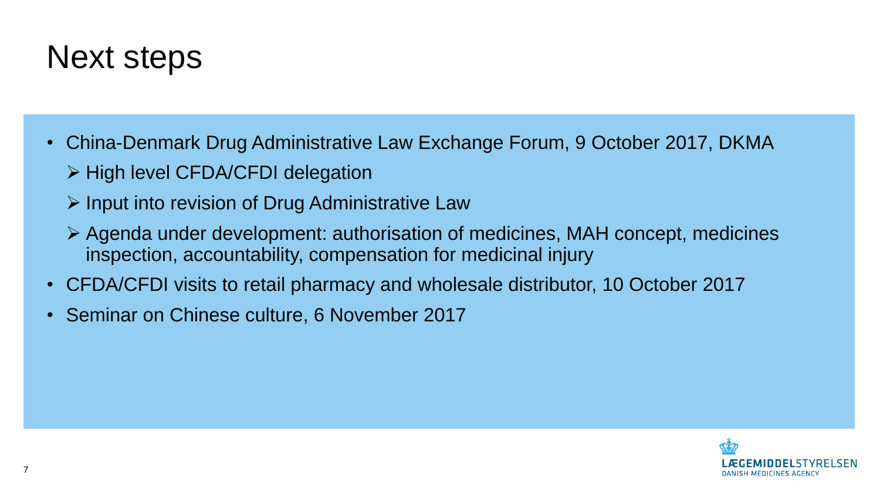# Next steps

- China-Denmark Drug Administrative Law Exchange Forum, 9 October 2017, DKMA
  - High level CFDA/CFDI delegation
  - Input into revision of Drug Administrative Law
  - Agenda under development: authorisation of medicines, MAH concept, medicines inspection, accountability, compensation for medicinal injury
- CFDA/CFDI visits to retail pharmacy and wholesale distributor, 10 October 2017
- Seminar on Chinese culture, 6 November 2017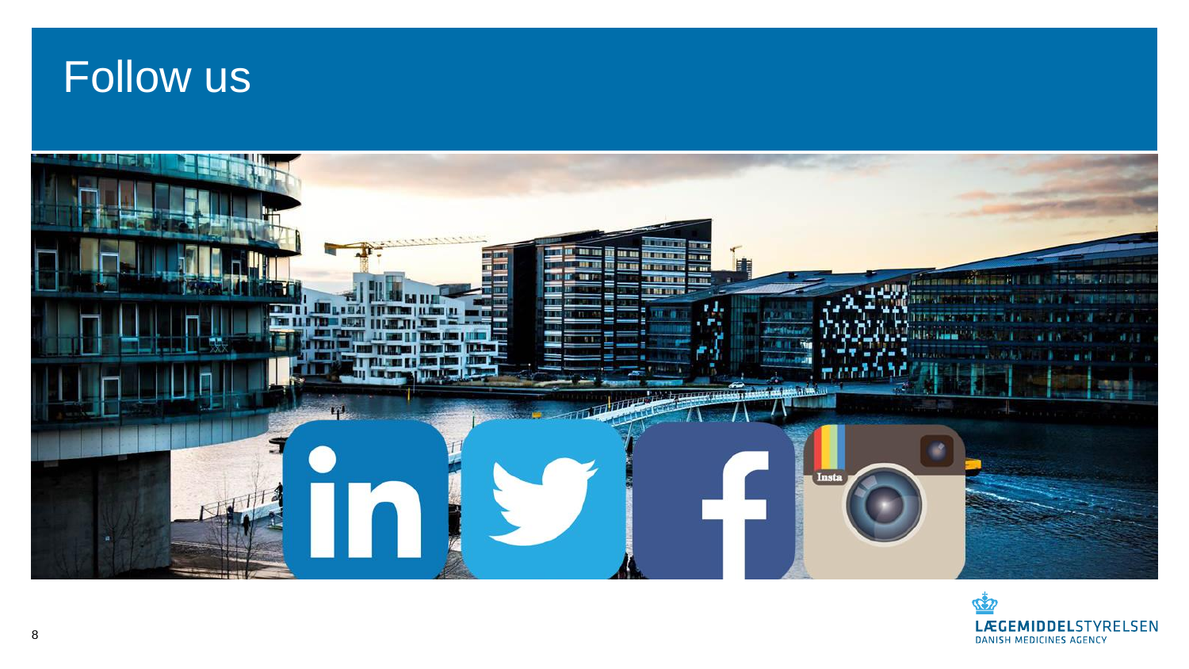# Follow us